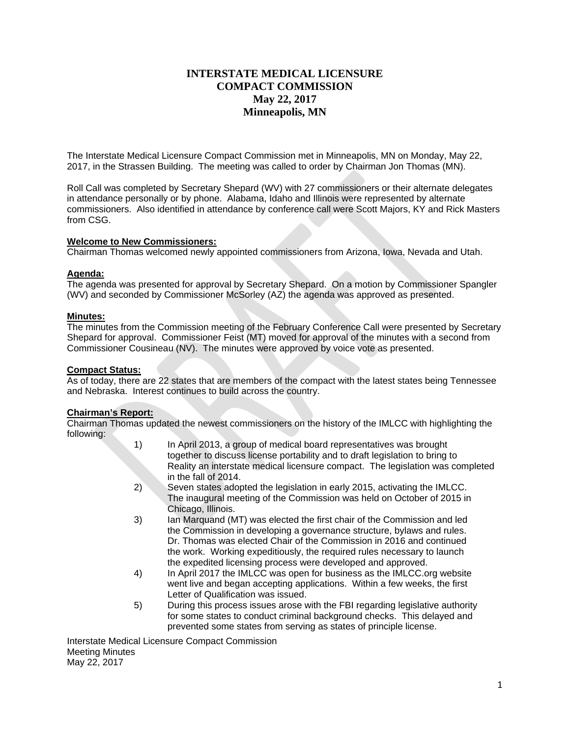# INTERSTATE MEDICAL LICENSURE COMPACT COMMISSION
## May 22, 2017
## Minneapolis, MN

The Interstate Medical Licensure Compact Commission met in Minneapolis, MN on Monday, May 22, 2017, in the Strassen Building. The meeting was called to order by Chairman Jon Thomas (MN).

Roll Call was completed by Secretary Shepard (WV) with 27 commissioners or their alternate delegates in attendance personally or by phone. Alabama, Idaho and Illinois were represented by alternate commissioners. Also identified in attendance by conference call were Scott Majors, KY and Rick Masters from CSG.

**Welcome to New Commissioners:**
Chairman Thomas welcomed newly appointed commissioners from Arizona, Iowa, Nevada and Utah.

**Agenda:**
The agenda was presented for approval by Secretary Shepard. On a motion by Commissioner Spangler (WV) and seconded by Commissioner McSorley (AZ) the agenda was approved as presented.

**Minutes:**
The minutes from the Commission meeting of the February Conference Call were presented by Secretary Shepard for approval. Commissioner Feist (MT) moved for approval of the minutes with a second from Commissioner Cousineau (NV). The minutes were approved by voice vote as presented.

**Compact Status:**
As of today, there are 22 states that are members of the compact with the latest states being Tennessee and Nebraska. Interest continues to build across the country.

**Chairman's Report:**
Chairman Thomas updated the newest commissioners on the history of the IMLCC with highlighting the following:

1) In April 2013, a group of medical board representatives was brought together to discuss license portability and to draft legislation to bring to Reality an interstate medical licensure compact. The legislation was completed in the fall of 2014.
2) Seven states adopted the legislation in early 2015, activating the IMLCC. The inaugural meeting of the Commission was held on October of 2015 in Chicago, Illinois.
3) Ian Marquand (MT) was elected the first chair of the Commission and led the Commission in developing a governance structure, bylaws and rules. Dr. Thomas was elected Chair of the Commission in 2016 and continued the work. Working expeditiously, the required rules necessary to launch the expedited licensing process were developed and approved.
4) In April 2017 the IMLCC was open for business as the IMLCC.org website went live and began accepting applications. Within a few weeks, the first Letter of Qualification was issued.
5) During this process issues arose with the FBI regarding legislative authority for some states to conduct criminal background checks. This delayed and prevented some states from serving as states of principle license.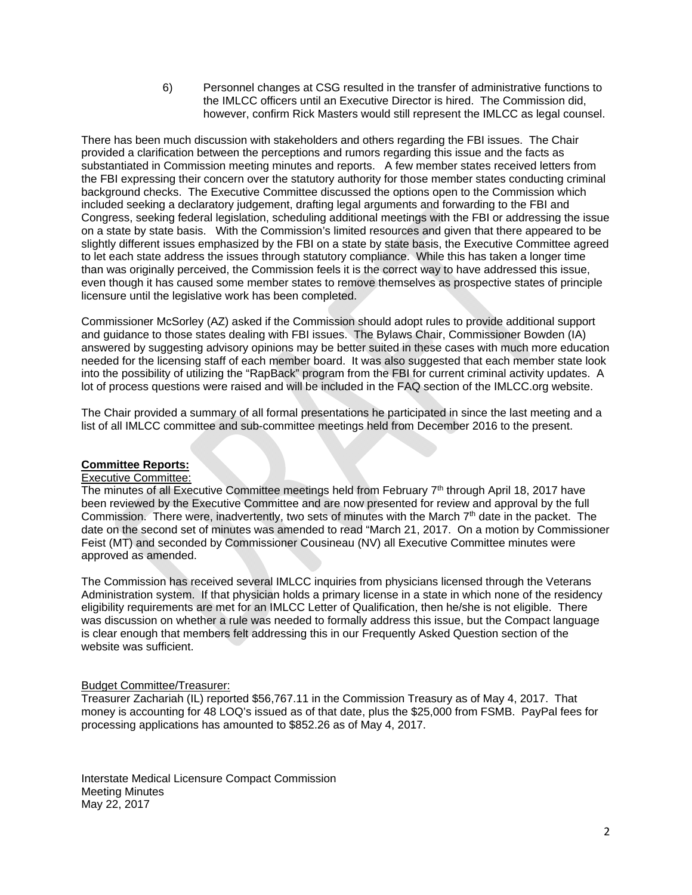6) Personnel changes at CSG resulted in the transfer of administrative functions to the IMLCC officers until an Executive Director is hired. The Commission did, however, confirm Rick Masters would still represent the IMLCC as legal counsel.

There has been much discussion with stakeholders and others regarding the FBI issues. The Chair provided a clarification between the perceptions and rumors regarding this issue and the facts as substantiated in Commission meeting minutes and reports. A few member states received letters from the FBI expressing their concern over the statutory authority for those member states conducting criminal background checks. The Executive Committee discussed the options open to the Commission which included seeking a declaratory judgement, drafting legal arguments and forwarding to the FBI and Congress, seeking federal legislation, scheduling additional meetings with the FBI or addressing the issue on a state by state basis. With the Commission's limited resources and given that there appeared to be slightly different issues emphasized by the FBI on a state by state basis, the Executive Committee agreed to let each state address the issues through statutory compliance. While this has taken a longer time than was originally perceived, the Commission feels it is the correct way to have addressed this issue, even though it has caused some member states to remove themselves as prospective states of principle licensure until the legislative work has been completed.

Commissioner McSorley (AZ) asked if the Commission should adopt rules to provide additional support and guidance to those states dealing with FBI issues. The Bylaws Chair, Commissioner Bowden (IA) answered by suggesting advisory opinions may be better suited in these cases with much more education needed for the licensing staff of each member board. It was also suggested that each member state look into the possibility of utilizing the "RapBack" program from the FBI for current criminal activity updates. A lot of process questions were raised and will be included in the FAQ section of the IMLCC.org website.

The Chair provided a summary of all formal presentations he participated in since the last meeting and a list of all IMLCC committee and sub-committee meetings held from December 2016 to the present.

**Committee Reports:**

Executive Committee:

The minutes of all Executive Committee meetings held from February 7th through April 18, 2017 have been reviewed by the Executive Committee and are now presented for review and approval by the full Commission. There were, inadvertently, two sets of minutes with the March 7th date in the packet. The date on the second set of minutes was amended to read "March 21, 2017. On a motion by Commissioner Feist (MT) and seconded by Commissioner Cousineau (NV) all Executive Committee minutes were approved as amended.

The Commission has received several IMLCC inquiries from physicians licensed through the Veterans Administration system. If that physician holds a primary license in a state in which none of the residency eligibility requirements are met for an IMLCC Letter of Qualification, then he/she is not eligible. There was discussion on whether a rule was needed to formally address this issue, but the Compact language is clear enough that members felt addressing this in our Frequently Asked Question section of the website was sufficient.

Budget Committee/Treasurer:

Treasurer Zachariah (IL) reported $56,767.11 in the Commission Treasury as of May 4, 2017. That money is accounting for 48 LOQ's issued as of that date, plus the $25,000 from FSMB. PayPal fees for processing applications has amounted to $852.26 as of May 4, 2017.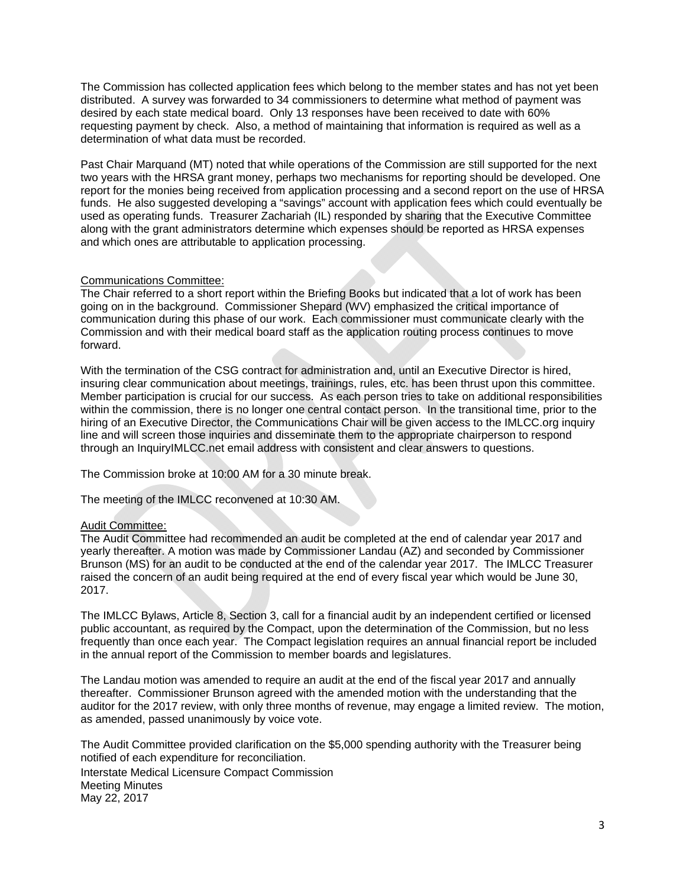The Commission has collected application fees which belong to the member states and has not yet been distributed. A survey was forwarded to 34 commissioners to determine what method of payment was desired by each state medical board. Only 13 responses have been received to date with 60% requesting payment by check. Also, a method of maintaining that information is required as well as a determination of what data must be recorded.

Past Chair Marquand (MT) noted that while operations of the Commission are still supported for the next two years with the HRSA grant money, perhaps two mechanisms for reporting should be developed. One report for the monies being received from application processing and a second report on the use of HRSA funds. He also suggested developing a "savings" account with application fees which could eventually be used as operating funds. Treasurer Zachariah (IL) responded by sharing that the Executive Committee along with the grant administrators determine which expenses should be reported as HRSA expenses and which ones are attributable to application processing.

Communications Committee:
The Chair referred to a short report within the Briefing Books but indicated that a lot of work has been going on in the background. Commissioner Shepard (WV) emphasized the critical importance of communication during this phase of our work. Each commissioner must communicate clearly with the Commission and with their medical board staff as the application routing process continues to move forward.

With the termination of the CSG contract for administration and, until an Executive Director is hired, insuring clear communication about meetings, trainings, rules, etc. has been thrust upon this committee. Member participation is crucial for our success. As each person tries to take on additional responsibilities within the commission, there is no longer one central contact person. In the transitional time, prior to the hiring of an Executive Director, the Communications Chair will be given access to the IMLCC.org inquiry line and will screen those inquiries and disseminate them to the appropriate chairperson to respond through an InquiryIMLCC.net email address with consistent and clear answers to questions.

The Commission broke at 10:00 AM for a 30 minute break.

The meeting of the IMLCC reconvened at 10:30 AM.

Audit Committee:
The Audit Committee had recommended an audit be completed at the end of calendar year 2017 and yearly thereafter. A motion was made by Commissioner Landau (AZ) and seconded by Commissioner Brunson (MS) for an audit to be conducted at the end of the calendar year 2017. The IMLCC Treasurer raised the concern of an audit being required at the end of every fiscal year which would be June 30, 2017.

The IMLCC Bylaws, Article 8, Section 3, call for a financial audit by an independent certified or licensed public accountant, as required by the Compact, upon the determination of the Commission, but no less frequently than once each year. The Compact legislation requires an annual financial report be included in the annual report of the Commission to member boards and legislatures.

The Landau motion was amended to require an audit at the end of the fiscal year 2017 and annually thereafter. Commissioner Brunson agreed with the amended motion with the understanding that the auditor for the 2017 review, with only three months of revenue, may engage a limited review. The motion, as amended, passed unanimously by voice vote.

The Audit Committee provided clarification on the $5,000 spending authority with the Treasurer being notified of each expenditure for reconciliation.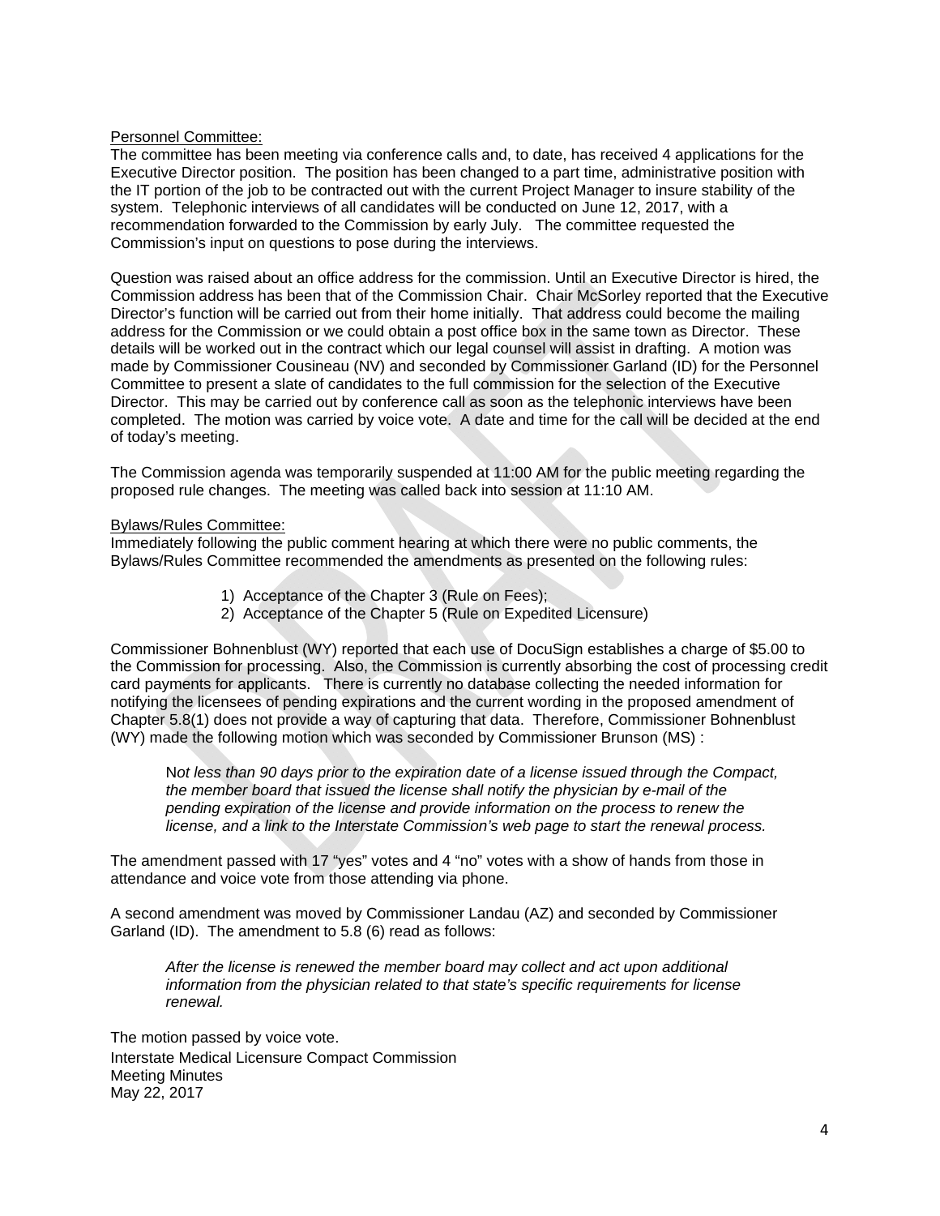Personnel Committee:

The committee has been meeting via conference calls and, to date, has received 4 applications for the Executive Director position. The position has been changed to a part time, administrative position with the IT portion of the job to be contracted out with the current Project Manager to insure stability of the system. Telephonic interviews of all candidates will be conducted on June 12, 2017, with a recommendation forwarded to the Commission by early July. The committee requested the Commission's input on questions to pose during the interviews.

Question was raised about an office address for the commission. Until an Executive Director is hired, the Commission address has been that of the Commission Chair. Chair McSorley reported that the Executive Director's function will be carried out from their home initially. That address could become the mailing address for the Commission or we could obtain a post office box in the same town as Director. These details will be worked out in the contract which our legal counsel will assist in drafting. A motion was made by Commissioner Cousineau (NV) and seconded by Commissioner Garland (ID) for the Personnel Committee to present a slate of candidates to the full commission for the selection of the Executive Director. This may be carried out by conference call as soon as the telephonic interviews have been completed. The motion was carried by voice vote. A date and time for the call will be decided at the end of today's meeting.

The Commission agenda was temporarily suspended at 11:00 AM for the public meeting regarding the proposed rule changes. The meeting was called back into session at 11:10 AM.

Bylaws/Rules Committee:

Immediately following the public comment hearing at which there were no public comments, the Bylaws/Rules Committee recommended the amendments as presented on the following rules:

1) Acceptance of the Chapter 3 (Rule on Fees);
2) Acceptance of the Chapter 5 (Rule on Expedited Licensure)

Commissioner Bohnenblust (WY) reported that each use of DocuSign establishes a charge of $5.00 to the Commission for processing. Also, the Commission is currently absorbing the cost of processing credit card payments for applicants. There is currently no database collecting the needed information for notifying the licensees of pending expirations and the current wording in the proposed amendment of Chapter 5.8(1) does not provide a way of capturing that data. Therefore, Commissioner Bohnenblust (WY) made the following motion which was seconded by Commissioner Brunson (MS) :

> N*ot less than 90 days prior to the expiration date of a license issued through the Compact, the member board that issued the license shall notify the physician by e-mail of the pending expiration of the license and provide information on the process to renew the license, and a link to the Interstate Commission's web page to start the renewal process.*

The amendment passed with 17 "yes" votes and 4 "no" votes with a show of hands from those in attendance and voice vote from those attending via phone.

A second amendment was moved by Commissioner Landau (AZ) and seconded by Commissioner Garland (ID). The amendment to 5.8 (6) read as follows:

> *After the license is renewed the member board may collect and act upon additional information from the physician related to that state's specific requirements for license renewal.*

The motion passed by voice vote.

Interstate Medical Licensure Compact Commission
Meeting Minutes
May 22, 2017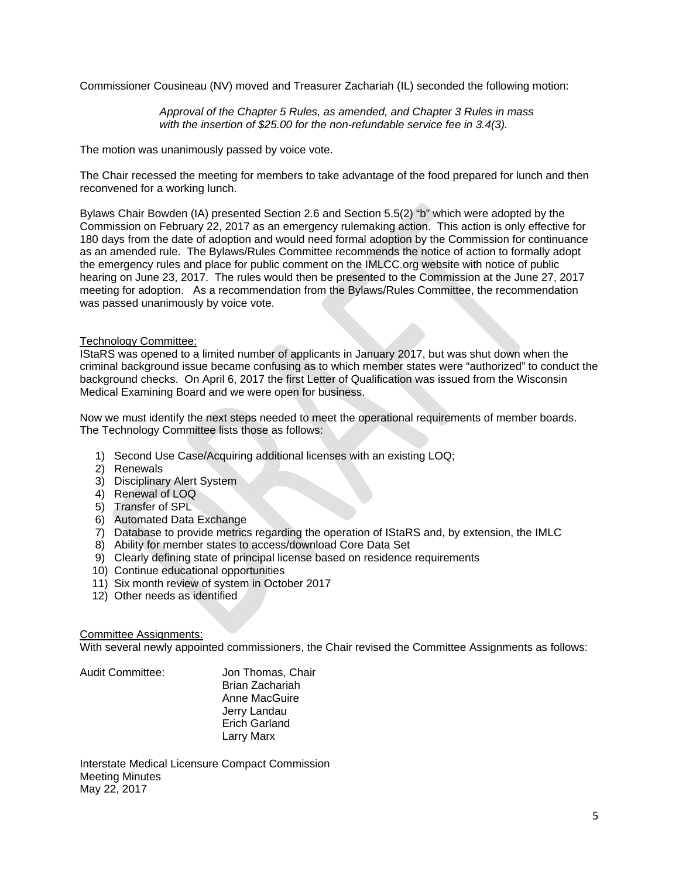Commissioner Cousineau (NV) moved and Treasurer Zachariah (IL) seconded the following motion:

> *Approval of the Chapter 5 Rules, as amended, and Chapter 3 Rules in mass with the insertion of $25.00 for the non-refundable service fee in 3.4(3).*

The motion was unanimously passed by voice vote.

The Chair recessed the meeting for members to take advantage of the food prepared for lunch and then reconvened for a working lunch.

Bylaws Chair Bowden (IA) presented Section 2.6 and Section 5.5(2) "b" which were adopted by the Commission on February 22, 2017 as an emergency rulemaking action. This action is only effective for 180 days from the date of adoption and would need formal adoption by the Commission for continuance as an amended rule. The Bylaws/Rules Committee recommends the notice of action to formally adopt the emergency rules and place for public comment on the IMLCC.org website with notice of public hearing on June 23, 2017. The rules would then be presented to the Commission at the June 27, 2017 meeting for adoption. As a recommendation from the Bylaws/Rules Committee, the recommendation was passed unanimously by voice vote.

<u>Technology Committee:</u>
IStaRS was opened to a limited number of applicants in January 2017, but was shut down when the criminal background issue became confusing as to which member states were "authorized" to conduct the background checks. On April 6, 2017 the first Letter of Qualification was issued from the Wisconsin Medical Examining Board and we were open for business.

Now we must identify the next steps needed to meet the operational requirements of member boards. The Technology Committee lists those as follows:

1) Second Use Case/Acquiring additional licenses with an existing LOQ;
2) Renewals
3) Disciplinary Alert System
4) Renewal of LOQ
5) Transfer of SPL
6) Automated Data Exchange
7) Database to provide metrics regarding the operation of IStaRS and, by extension, the IMLC
8) Ability for member states to access/download Core Data Set
9) Clearly defining state of principal license based on residence requirements
10) Continue educational opportunities
11) Six month review of system in October 2017
12) Other needs as identified

<u>Committee Assignments:</u>
With several newly appointed commissioners, the Chair revised the Committee Assignments as follows:

Audit Committee:
- Jon Thomas, Chair
- Brian Zachariah
- Anne MacGuire
- Jerry Landau
- Erich Garland
- Larry Marx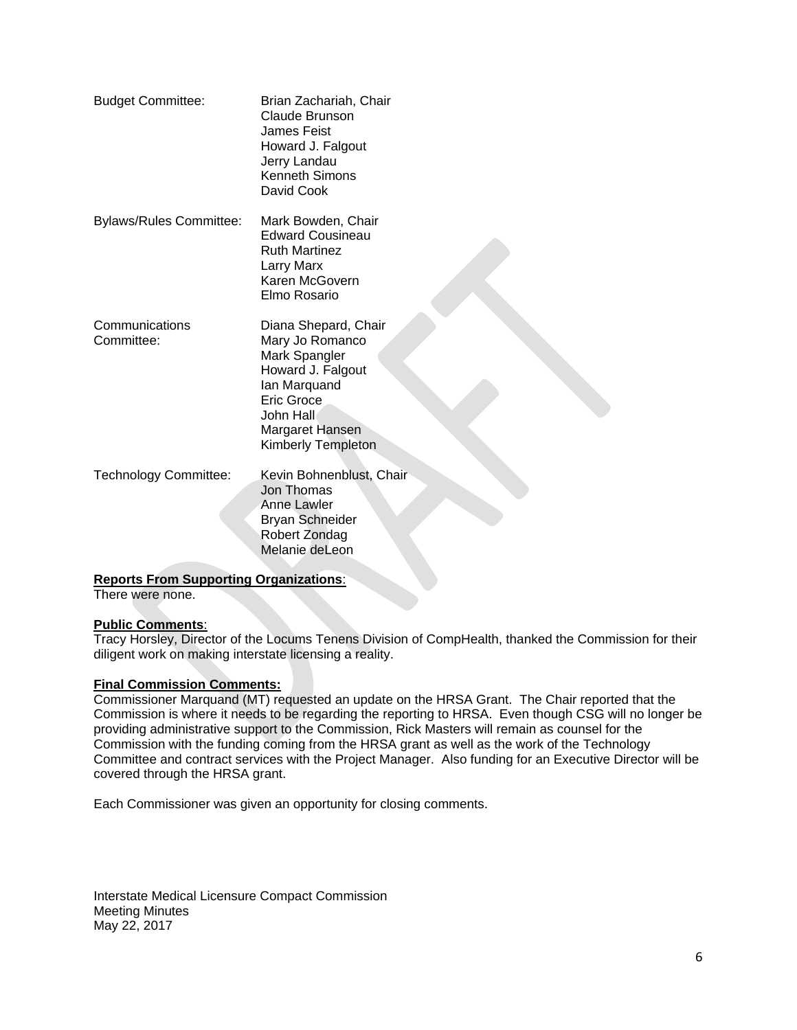| | |
|---|---|
| Budget Committee: | Brian Zachariah, Chair<br>Claude Brunson<br>James Feist<br>Howard J. Falgout<br>Jerry Landau<br>Kenneth Simons<br>David Cook |
| Bylaws/Rules Committee: | Mark Bowden, Chair<br>Edward Cousineau<br>Ruth Martinez<br>Larry Marx<br>Karen McGovern<br>Elmo Rosario |
| Communications Committee: | Diana Shepard, Chair<br>Mary Jo Romanco<br>Mark Spangler<br>Howard J. Falgout<br>Ian Marquand<br>Eric Groce<br>John Hall<br>Margaret Hansen<br>Kimberly Templeton |
| Technology Committee: | Kevin Bohnenblust, Chair<br>Jon Thomas<br>Anne Lawler<br>Bryan Schneider<br>Robert Zondag<br>Melanie deLeon |

**Reports From Supporting Organizations**:
There were none.

**Public Comments**:
Tracy Horsley, Director of the Locums Tenens Division of CompHealth, thanked the Commission for their diligent work on making interstate licensing a reality.

**Final Commission Comments:**
Commissioner Marquand (MT) requested an update on the HRSA Grant. The Chair reported that the Commission is where it needs to be regarding the reporting to HRSA. Even though CSG will no longer be providing administrative support to the Commission, Rick Masters will remain as counsel for the Commission with the funding coming from the HRSA grant as well as the work of the Technology Committee and contract services with the Project Manager. Also funding for an Executive Director will be covered through the HRSA grant.

Each Commissioner was given an opportunity for closing comments.

Interstate Medical Licensure Compact Commission
Meeting Minutes
May 22, 2017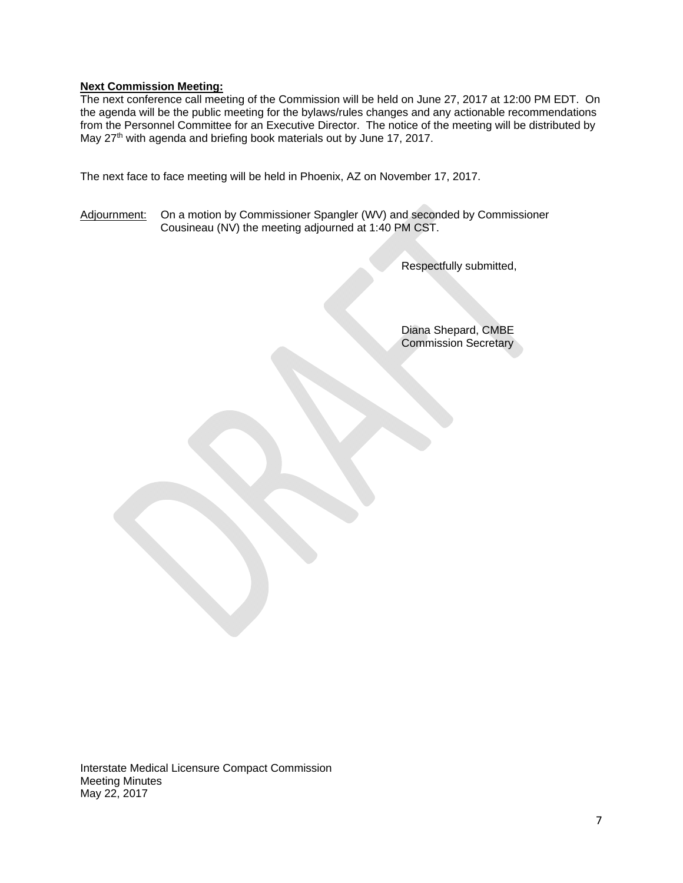**Next Commission Meeting:**
The next conference call meeting of the Commission will be held on June 27, 2017 at 12:00 PM EDT. On the agenda will be the public meeting for the bylaws/rules changes and any actionable recommendations from the Personnel Committee for an Executive Director. The notice of the meeting will be distributed by May 27th with agenda and briefing book materials out by June 17, 2017.

The next face to face meeting will be held in Phoenix, AZ on November 17, 2017.

Adjournment: On a motion by Commissioner Spangler (WV) and seconded by Commissioner Cousineau (NV) the meeting adjourned at 1:40 PM CST.

Respectfully submitted,

Diana Shepard, CMBE
Commission Secretary

DRAFT